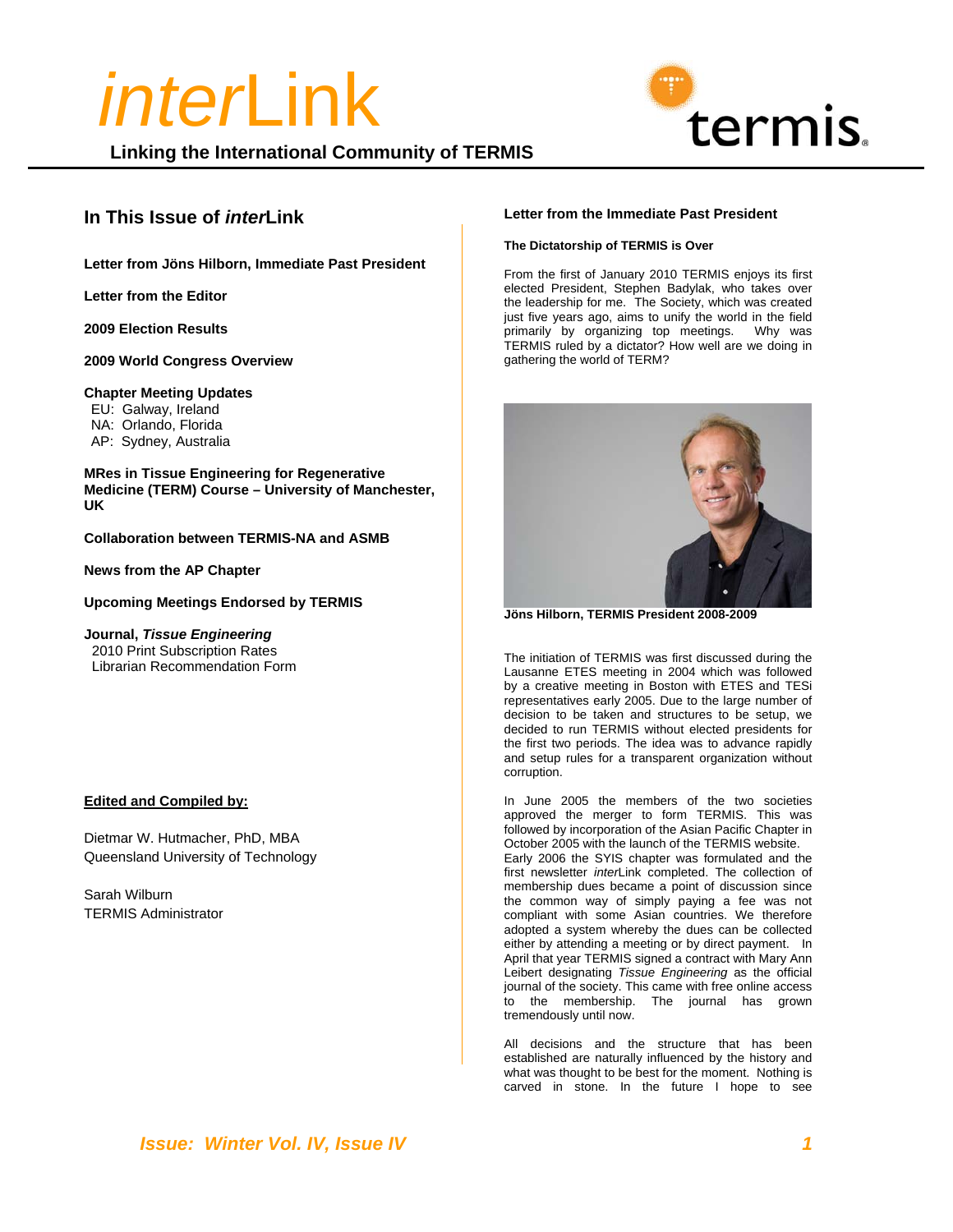# *inter*Link

**Linking the International Community of TERMIS**

termis

## In This Issue of *inter*Link

**Letter from Jöns Hilborn, Immediate Past President**

**Letter from the Editor**

**2009 Election Results**

**2009 World Congress Overview**

**Chapter Meeting Updates**
EU: Galway, Ireland
NA: Orlando, Florida
AP: Sydney, Australia

**MRes in Tissue Engineering for Regenerative Medicine (TERM) Course – University of Manchester, UK**

**Collaboration between TERMIS-NA and ASMB**

**News from the AP Chapter**

**Upcoming Meetings Endorsed by TERMIS**

**Journal, *Tissue Engineering***
2010 Print Subscription Rates
Librarian Recommendation Form

**Edited and Compiled by:**

Dietmar W. Hutmacher, PhD, MBA
Queensland University of Technology

Sarah Wilburn
TERMIS Administrator

## Letter from the Immediate Past President

### The Dictatorship of TERMIS is Over

From the first of January 2010 TERMIS enjoys its first elected President, Stephen Badylak, who takes over the leadership for me. The Society, which was created just five years ago, aims to unify the world in the field primarily by organizing top meetings. Why was TERMIS ruled by a dictator? How well are we doing in gathering the world of TERM?

**Jöns Hilborn, TERMIS President 2008-2009**

The initiation of TERMIS was first discussed during the Lausanne ETES meeting in 2004 which was followed by a creative meeting in Boston with ETES and TESi representatives early 2005. Due to the large number of decision to be taken and structures to be setup, we decided to run TERMIS without elected presidents for the first two periods. The idea was to advance rapidly and setup rules for a transparent organization without corruption.

In June 2005 the members of the two societies approved the merger to form TERMIS. This was followed by incorporation of the Asian Pacific Chapter in October 2005 with the launch of the TERMIS website. Early 2006 the SYIS chapter was formulated and the first newsletter *inter*Link completed. The collection of membership dues became a point of discussion since the common way of simply paying a fee was not compliant with some Asian countries. We therefore adopted a system whereby the dues can be collected either by attending a meeting or by direct payment. In April that year TERMIS signed a contract with Mary Ann Leibert designating *Tissue Engineering* as the official journal of the society. This came with free online access to the membership. The journal has grown tremendously until now.

All decisions and the structure that has been established are naturally influenced by the history and what was thought to be best for the moment. Nothing is carved in stone. In the future I hope to see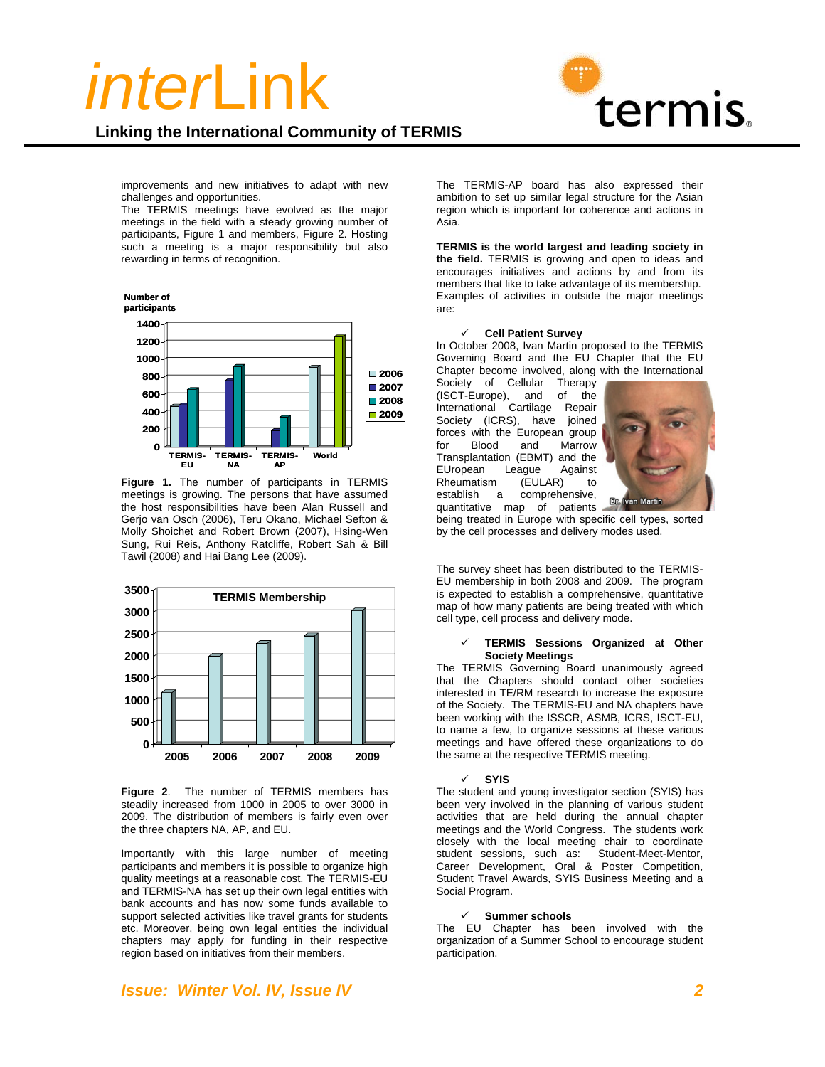improvements and new initiatives to adapt with new challenges and opportunities.

The TERMIS meetings have evolved as the major meetings in the field with a steady growing number of participants, Figure 1 and members, Figure 2. Hosting such a meeting is a major responsibility but also rewarding in terms of recognition.

**Figure 1.** The number of participants in TERMIS meetings is growing. The persons that have assumed the host responsibilities have been Alan Russell and Gerjo van Osch (2006), Teru Okano, Michael Sefton & Molly Shoichet and Robert Brown (2007), Hsing-Wen Sung, Rui Reis, Anthony Ratcliffe, Robert Sah & Bill Tawil (2008) and Hai Bang Lee (2009).

**Figure 2**. The number of TERMIS members has steadily increased from 1000 in 2005 to over 3000 in 2009. The distribution of members is fairly even over the three chapters NA, AP, and EU.

Importantly with this large number of meeting participants and members it is possible to organize high quality meetings at a reasonable cost. The TERMIS-EU and TERMIS-NA has set up their own legal entities with bank accounts and has now some funds available to support selected activities like travel grants for students etc. Moreover, being own legal entities the individual chapters may apply for funding in their respective region based on initiatives from their members.

The TERMIS-AP board has also expressed their ambition to set up similar legal structure for the Asian region which is important for coherence and actions in Asia.

**TERMIS is the world largest and leading society in the field.** TERMIS is growing and open to ideas and encourages initiatives and actions by and from its members that like to take advantage of its membership. Examples of activities in outside the major meetings are:

✓ **Cell Patient Survey**

In October 2008, Ivan Martin proposed to the TERMIS Governing Board and the EU Chapter that the EU Chapter become involved, along with the International Society of Cellular Therapy (ISCT-Europe), and of the International Cartilage Repair Society (ICRS), have joined forces with the European group for Blood and Marrow Transplantation (EBMT) and the EUropean League Against Rheumatism (EULAR) to establish a comprehensive, quantitative map of patients being treated in Europe with specific cell types, sorted by the cell processes and delivery modes used.

Dr. Ivan Martin

The survey sheet has been distributed to the TERMIS-EU membership in both 2008 and 2009. The program is expected to establish a comprehensive, quantitative map of how many patients are being treated with which cell type, cell process and delivery mode.

✓ **TERMIS Sessions Organized at Other Society Meetings**

The TERMIS Governing Board unanimously agreed that the Chapters should contact other societies interested in TE/RM research to increase the exposure of the Society. The TERMIS-EU and NA chapters have been working with the ISSCR, ASMB, ICRS, ISCT-EU, to name a few, to organize sessions at these various meetings and have offered these organizations to do the same at the respective TERMIS meeting.

✓ **SYIS**

The student and young investigator section (SYIS) has been very involved in the planning of various student activities that are held during the annual chapter meetings and the World Congress. The students work closely with the local meeting chair to coordinate student sessions, such as: Student-Meet-Mentor, Career Development, Oral & Poster Competition, Student Travel Awards, SYIS Business Meeting and a Social Program.

✓ **Summer schools**

The EU Chapter has been involved with the organization of a Summer School to encourage student participation.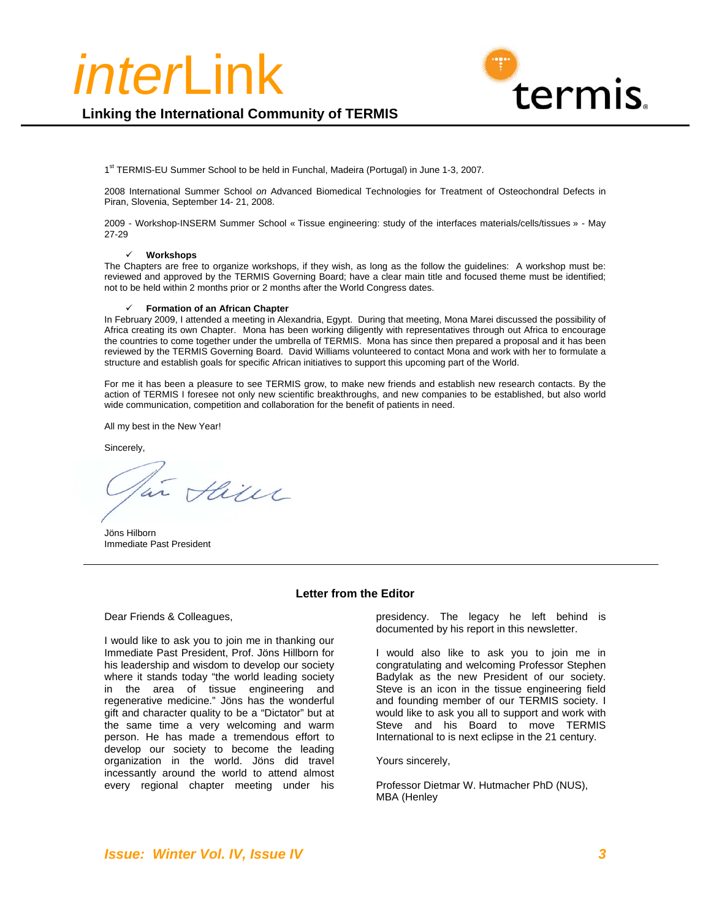1[st] TERMIS-EU Summer School to be held in Funchal, Madeira (Portugal) in June 1-3, 2007.

2008 International Summer School *on* Advanced Biomedical Technologies for Treatment of Osteochondral Defects in Piran, Slovenia, September 14- 21, 2008.

2009 - Workshop-INSERM Summer School « Tissue engineering: study of the interfaces materials/cells/tissues » - May 27-29

- ✓ **Workshops**

The Chapters are free to organize workshops, if they wish, as long as the follow the guidelines: A workshop must be: reviewed and approved by the TERMIS Governing Board; have a clear main title and focused theme must be identified; not to be held within 2 months prior or 2 months after the World Congress dates.

- ✓ **Formation of an African Chapter**

In February 2009, I attended a meeting in Alexandria, Egypt. During that meeting, Mona Marei discussed the possibility of Africa creating its own Chapter. Mona has been working diligently with representatives through out Africa to encourage the countries to come together under the umbrella of TERMIS. Mona has since then prepared a proposal and it has been reviewed by the TERMIS Governing Board. David Williams volunteered to contact Mona and work with her to formulate a structure and establish goals for specific African initiatives to support this upcoming part of the World.

For me it has been a pleasure to see TERMIS grow, to make new friends and establish new research contacts. By the action of TERMIS I foresee not only new scientific breakthroughs, and new companies to be established, but also world wide communication, competition and collaboration for the benefit of patients in need.

All my best in the New Year!

Sincerely,

Jöns Hilborn
Immediate Past President

---

## Letter from the Editor

Dear Friends & Colleagues,

I would like to ask you to join me in thanking our Immediate Past President, Prof. Jöns Hillborn for his leadership and wisdom to develop our society where it stands today "the world leading society in the area of tissue engineering and regenerative medicine." Jöns has the wonderful gift and character quality to be a "Dictator" but at the same time a very welcoming and warm person. He has made a tremendous effort to develop our society to become the leading organization in the world. Jöns did travel incessantly around the world to attend almost every regional chapter meeting under his presidency. The legacy he left behind is documented by his report in this newsletter.

I would also like to ask you to join me in congratulating and welcoming Professor Stephen Badylak as the new President of our society. Steve is an icon in the tissue engineering field and founding member of our TERMIS society. I would like to ask you all to support and work with Steve and his Board to move TERMIS International to is next eclipse in the 21 century.

Yours sincerely,

Professor Dietmar W. Hutmacher PhD (NUS), MBA (Henley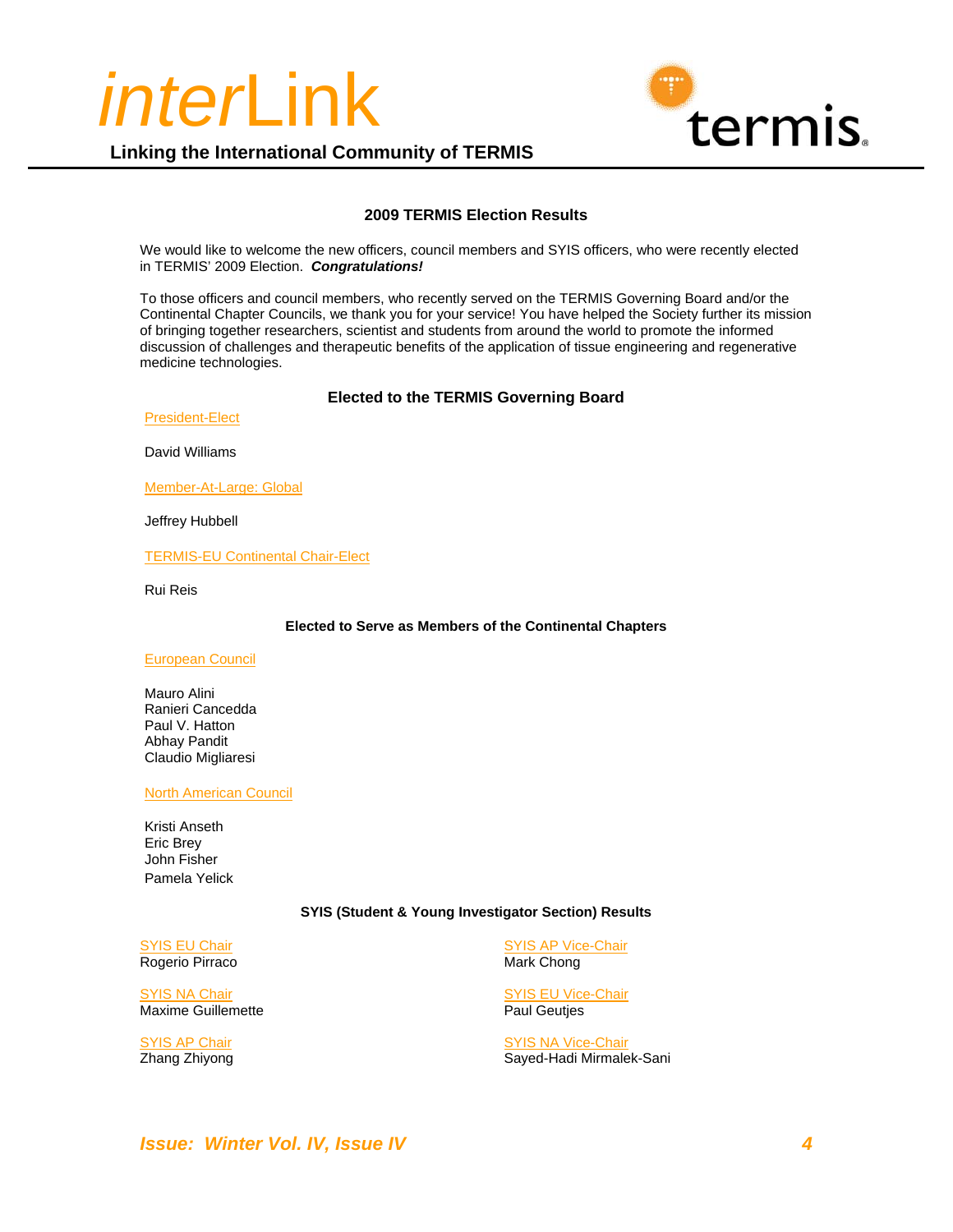## 2009 TERMIS Election Results

We would like to welcome the new officers, council members and SYIS officers, who were recently elected in TERMIS' 2009 Election. ***Congratulations!***

To those officers and council members, who recently served on the TERMIS Governing Board and/or the Continental Chapter Councils, we thank you for your service! You have helped the Society further its mission of bringing together researchers, scientist and students from around the world to promote the informed discussion of challenges and therapeutic benefits of the application of tissue engineering and regenerative medicine technologies.

### Elected to the TERMIS Governing Board

President-Elect

David Williams

Member-At-Large: Global

Jeffrey Hubbell

TERMIS-EU Continental Chair-Elect

Rui Reis

### Elected to Serve as Members of the Continental Chapters

European Council

Mauro Alini
Ranieri Cancedda
Paul V. Hatton
Abhay Pandit
Claudio Migliaresi

North American Council

Kristi Anseth
Eric Brey
John Fisher
Pamela Yelick

### SYIS (Student & Young Investigator Section) Results

SYIS EU Chair
Rogerio Pirraco

SYIS NA Chair
Maxime Guillemette

SYIS AP Chair
Zhang Zhiyong

SYIS AP Vice-Chair
Mark Chong

SYIS EU Vice-Chair
Paul Geutjes

SYIS NA Vice-Chair
Sayed-Hadi Mirmalek-Sani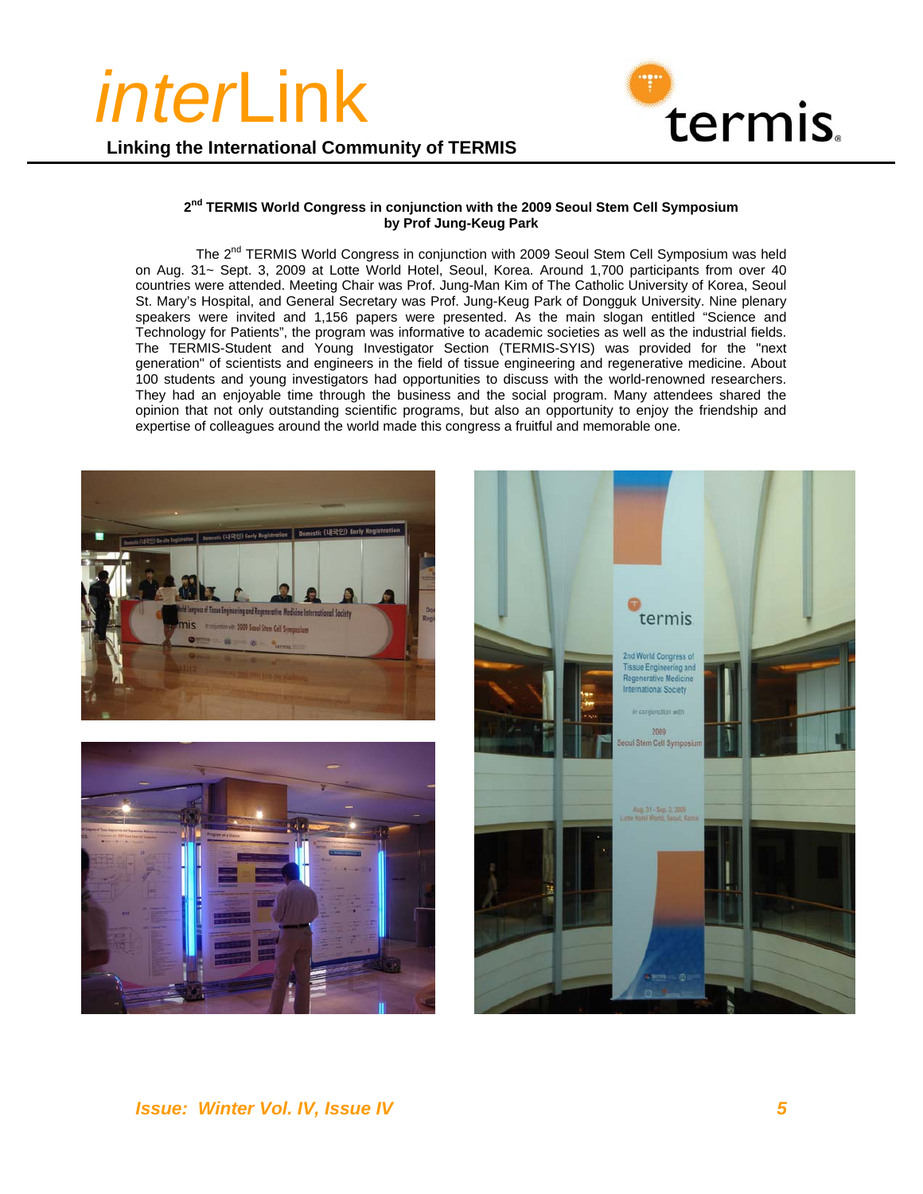## 2nd TERMIS World Congress in conjunction with the 2009 Seoul Stem Cell Symposium
**by Prof Jung-Keug Park**

The 2nd TERMIS World Congress in conjunction with 2009 Seoul Stem Cell Symposium was held on Aug. 31~ Sept. 3, 2009 at Lotte World Hotel, Seoul, Korea. Around 1,700 participants from over 40 countries were attended. Meeting Chair was Prof. Jung-Man Kim of The Catholic University of Korea, Seoul St. Mary's Hospital, and General Secretary was Prof. Jung-Keug Park of Dongguk University. Nine plenary speakers were invited and 1,156 papers were presented. As the main slogan entitled "Science and Technology for Patients", the program was informative to academic societies as well as the industrial fields. The TERMIS-Student and Young Investigator Section (TERMIS-SYIS) was provided for the "next generation" of scientists and engineers in the field of tissue engineering and regenerative medicine. About 100 students and young investigators had opportunities to discuss with the world-renowned researchers. They had an enjoyable time through the business and the social program. Many attendees shared the opinion that not only outstanding scientific programs, but also an opportunity to enjoy the friendship and expertise of colleagues around the world made this congress a fruitful and memorable one.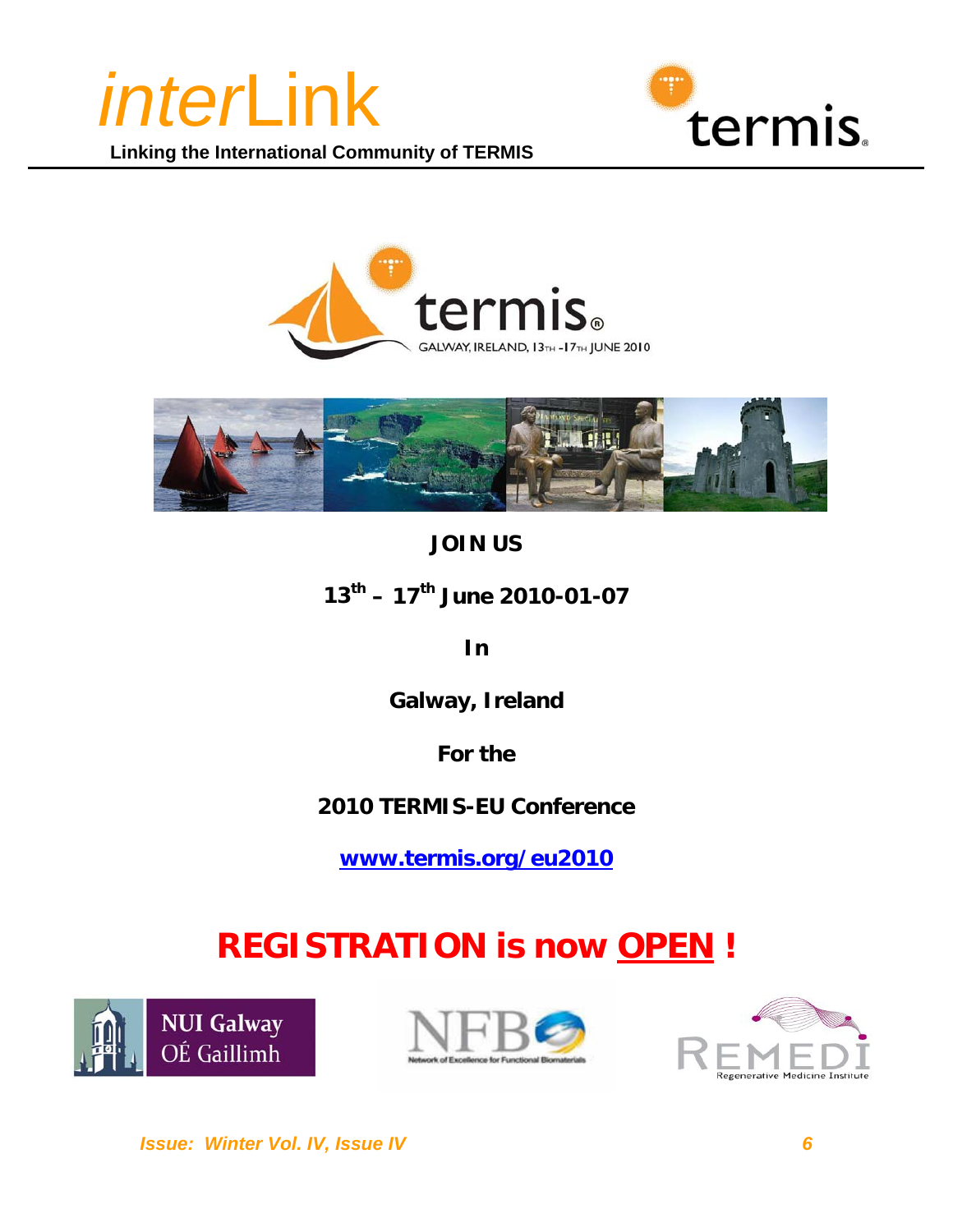**JOIN US**

**13th – 17th June 2010-01-07**

**In**

**Galway, Ireland**

**For the**

**2010 TERMIS-EU Conference**

**www.termis.org/eu2010**

# REGISTRATION is now OPEN !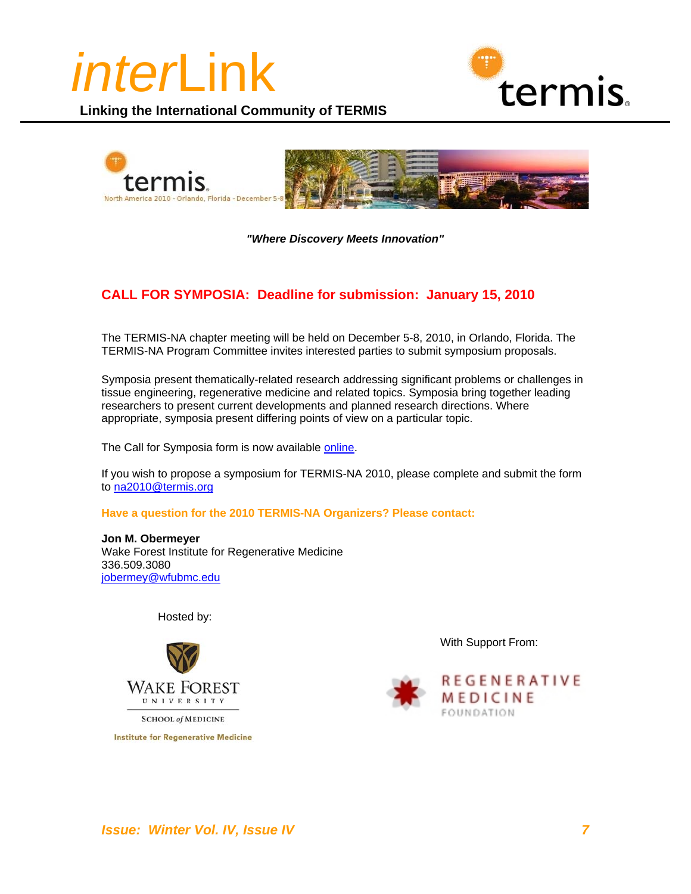"Where Discovery Meets Innovation"

## CALL FOR SYMPOSIA: Deadline for submission: January 15, 2010

The TERMIS-NA chapter meeting will be held on December 5-8, 2010, in Orlando, Florida. The TERMIS-NA Program Committee invites interested parties to submit symposium proposals.

Symposia present thematically-related research addressing significant problems or challenges in tissue engineering, regenerative medicine and related topics. Symposia bring together leading researchers to present current developments and planned research directions. Where appropriate, symposia present differing points of view on a particular topic.

The Call for Symposia form is now available online.

If you wish to propose a symposium for TERMIS-NA 2010, please complete and submit the form to na2010@termis.org

**Have a question for the 2010 TERMIS-NA Organizers? Please contact:**

**Jon M. Obermeyer**
Wake Forest Institute for Regenerative Medicine
336.509.3080
jobermey@wfubmc.edu

Hosted by:

With Support From: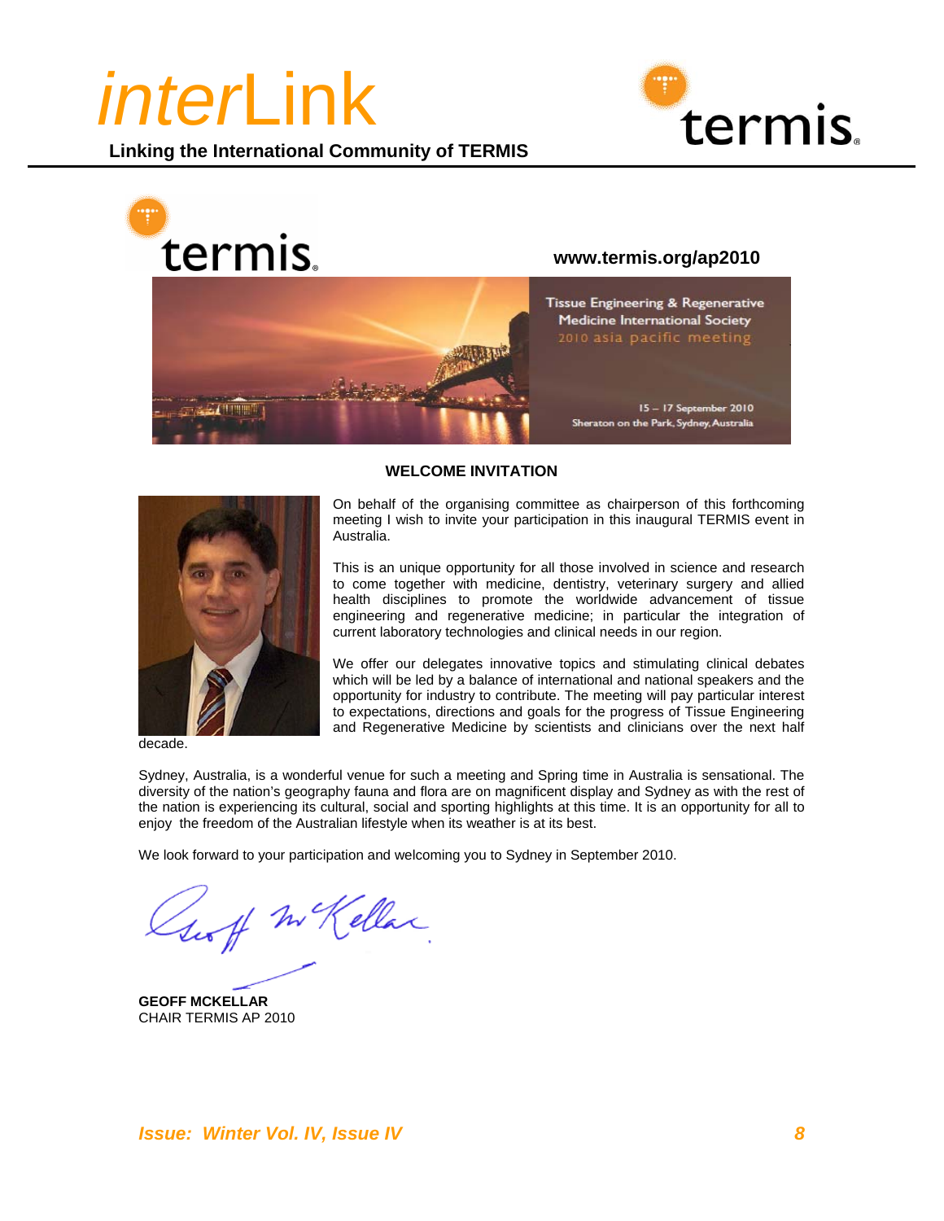www.termis.org/ap2010

Tissue Engineering & Regenerative Medicine International Society
2010 asia pacific meeting

15 – 17 September 2010
Sheraton on the Park, Sydney, Australia

## WELCOME INVITATION

On behalf of the organising committee as chairperson of this forthcoming meeting I wish to invite your participation in this inaugural TERMIS event in Australia.

This is an unique opportunity for all those involved in science and research to come together with medicine, dentistry, veterinary surgery and allied health disciplines to promote the worldwide advancement of tissue engineering and regenerative medicine; in particular the integration of current laboratory technologies and clinical needs in our region.

We offer our delegates innovative topics and stimulating clinical debates which will be led by a balance of international and national speakers and the opportunity for industry to contribute. The meeting will pay particular interest to expectations, directions and goals for the progress of Tissue Engineering and Regenerative Medicine by scientists and clinicians over the next half decade.

Sydney, Australia, is a wonderful venue for such a meeting and Spring time in Australia is sensational. The diversity of the nation's geography fauna and flora are on magnificent display and Sydney as with the rest of the nation is experiencing its cultural, social and sporting highlights at this time. It is an opportunity for all to enjoy the freedom of the Australian lifestyle when its weather is at its best.

We look forward to your participation and welcoming you to Sydney in September 2010.

**GEOFF MCKELLAR**
CHAIR TERMIS AP 2010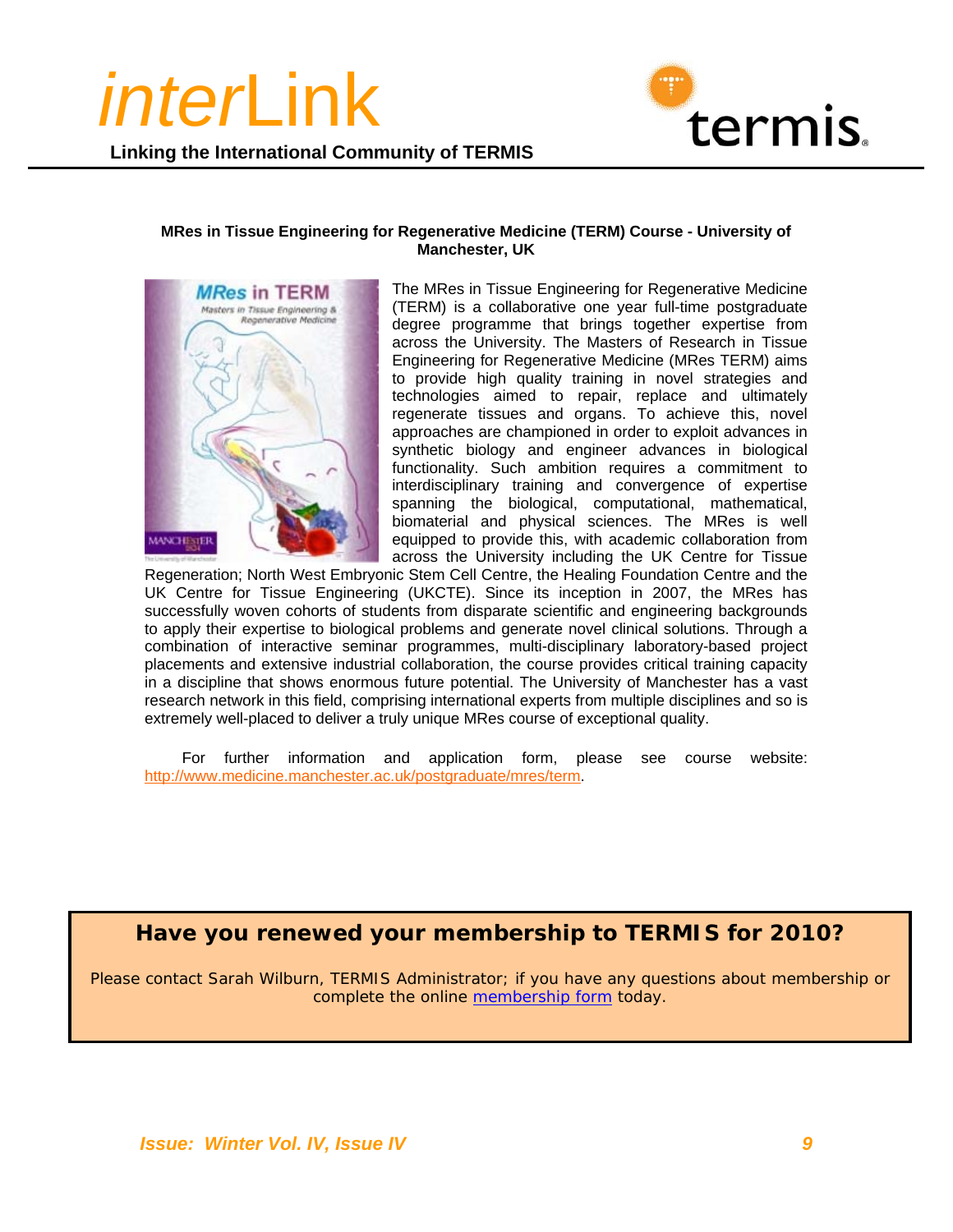**MRes in Tissue Engineering for Regenerative Medicine (TERM) Course - University of Manchester, UK**

The MRes in Tissue Engineering for Regenerative Medicine (TERM) is a collaborative one year full-time postgraduate degree programme that brings together expertise from across the University. The Masters of Research in Tissue Engineering for Regenerative Medicine (MRes TERM) aims to provide high quality training in novel strategies and technologies aimed to repair, replace and ultimately regenerate tissues and organs. To achieve this, novel approaches are championed in order to exploit advances in synthetic biology and engineer advances in biological functionality. Such ambition requires a commitment to interdisciplinary training and convergence of expertise spanning the biological, computational, mathematical, biomaterial and physical sciences. The MRes is well equipped to provide this, with academic collaboration from across the University including the UK Centre for Tissue Regeneration; North West Embryonic Stem Cell Centre, the Healing Foundation Centre and the UK Centre for Tissue Engineering (UKCTE). Since its inception in 2007, the MRes has successfully woven cohorts of students from disparate scientific and engineering backgrounds to apply their expertise to biological problems and generate novel clinical solutions. Through a combination of interactive seminar programmes, multi-disciplinary laboratory-based project placements and extensive industrial collaboration, the course provides critical training capacity in a discipline that shows enormous future potential. The University of Manchester has a vast research network in this field, comprising international experts from multiple disciplines and so is extremely well-placed to deliver a truly unique MRes course of exceptional quality.

For further information and application form, please see course website: http://www.medicine.manchester.ac.uk/postgraduate/mres/term.

**Have you renewed your membership to TERMIS for 2010?**

Please contact Sarah Wilburn, TERMIS Administrator; if you have any questions about membership or complete the online membership form today.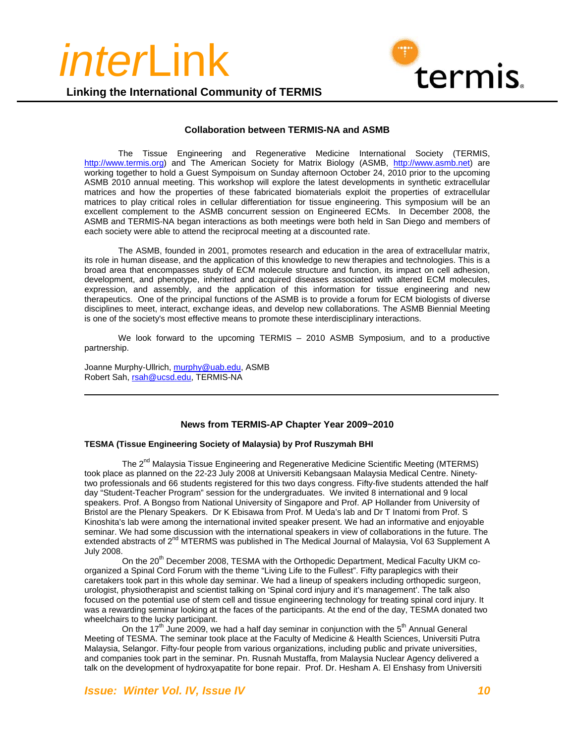## Collaboration between TERMIS-NA and ASMB

The Tissue Engineering and Regenerative Medicine International Society (TERMIS, http://www.termis.org) and The American Society for Matrix Biology (ASMB, http://www.asmb.net) are working together to hold a Guest Sympoisum on Sunday afternoon October 24, 2010 prior to the upcoming ASMB 2010 annual meeting. This workshop will explore the latest developments in synthetic extracellular matrices and how the properties of these fabricated biomaterials exploit the properties of extracellular matrices to play critical roles in cellular differentiation for tissue engineering. This symposium will be an excellent complement to the ASMB concurrent session on Engineered ECMs. In December 2008, the ASMB and TERMIS-NA began interactions as both meetings were both held in San Diego and members of each society were able to attend the reciprocal meeting at a discounted rate.

The ASMB, founded in 2001, promotes research and education in the area of extracellular matrix, its role in human disease, and the application of this knowledge to new therapies and technologies. This is a broad area that encompasses study of ECM molecule structure and function, its impact on cell adhesion, development, and phenotype, inherited and acquired diseases associated with altered ECM molecules, expression, and assembly, and the application of this information for tissue engineering and new therapeutics. One of the principal functions of the ASMB is to provide a forum for ECM biologists of diverse disciplines to meet, interact, exchange ideas, and develop new collaborations. The ASMB Biennial Meeting is one of the society's most effective means to promote these interdisciplinary interactions.

We look forward to the upcoming TERMIS – 2010 ASMB Symposium, and to a productive partnership.

Joanne Murphy-Ullrich, murphy@uab.edu, ASMB
Robert Sah, rsah@ucsd.edu, TERMIS-NA

---

## News from TERMIS-AP Chapter Year 2009~2010

### TESMA (Tissue Engineering Society of Malaysia) by Prof Ruszymah BHI

The 2nd Malaysia Tissue Engineering and Regenerative Medicine Scientific Meeting (MTERMS) took place as planned on the 22-23 July 2008 at Universiti Kebangsaan Malaysia Medical Centre. Ninety-two professionals and 66 students registered for this two days congress. Fifty-five students attended the half day "Student-Teacher Program" session for the undergraduates. We invited 8 international and 9 local speakers. Prof. A Bongso from National University of Singapore and Prof. AP Hollander from University of Bristol are the Plenary Speakers. Dr K Ebisawa from Prof. M Ueda's lab and Dr T Inatomi from Prof. S Kinoshita's lab were among the international invited speaker present. We had an informative and enjoyable seminar. We had some discussion with the international speakers in view of collaborations in the future. The extended abstracts of 2nd MTERMS was published in The Medical Journal of Malaysia, Vol 63 Supplement A July 2008.

On the 20th December 2008, TESMA with the Orthopedic Department, Medical Faculty UKM co-organized a Spinal Cord Forum with the theme "Living Life to the Fullest". Fifty paraplegics with their caretakers took part in this whole day seminar. We had a lineup of speakers including orthopedic surgeon, urologist, physiotherapist and scientist talking on 'Spinal cord injury and it's management'. The talk also focused on the potential use of stem cell and tissue engineering technology for treating spinal cord injury. It was a rewarding seminar looking at the faces of the participants. At the end of the day, TESMA donated two wheelchairs to the lucky participant.

On the 17th June 2009, we had a half day seminar in conjunction with the 5th Annual General Meeting of TESMA. The seminar took place at the Faculty of Medicine & Health Sciences, Universiti Putra Malaysia, Selangor. Fifty-four people from various organizations, including public and private universities, and companies took part in the seminar. Pn. Rusnah Mustaffa, from Malaysia Nuclear Agency delivered a talk on the development of hydroxyapatite for bone repair. Prof. Dr. Hesham A. El Enshasy from Universiti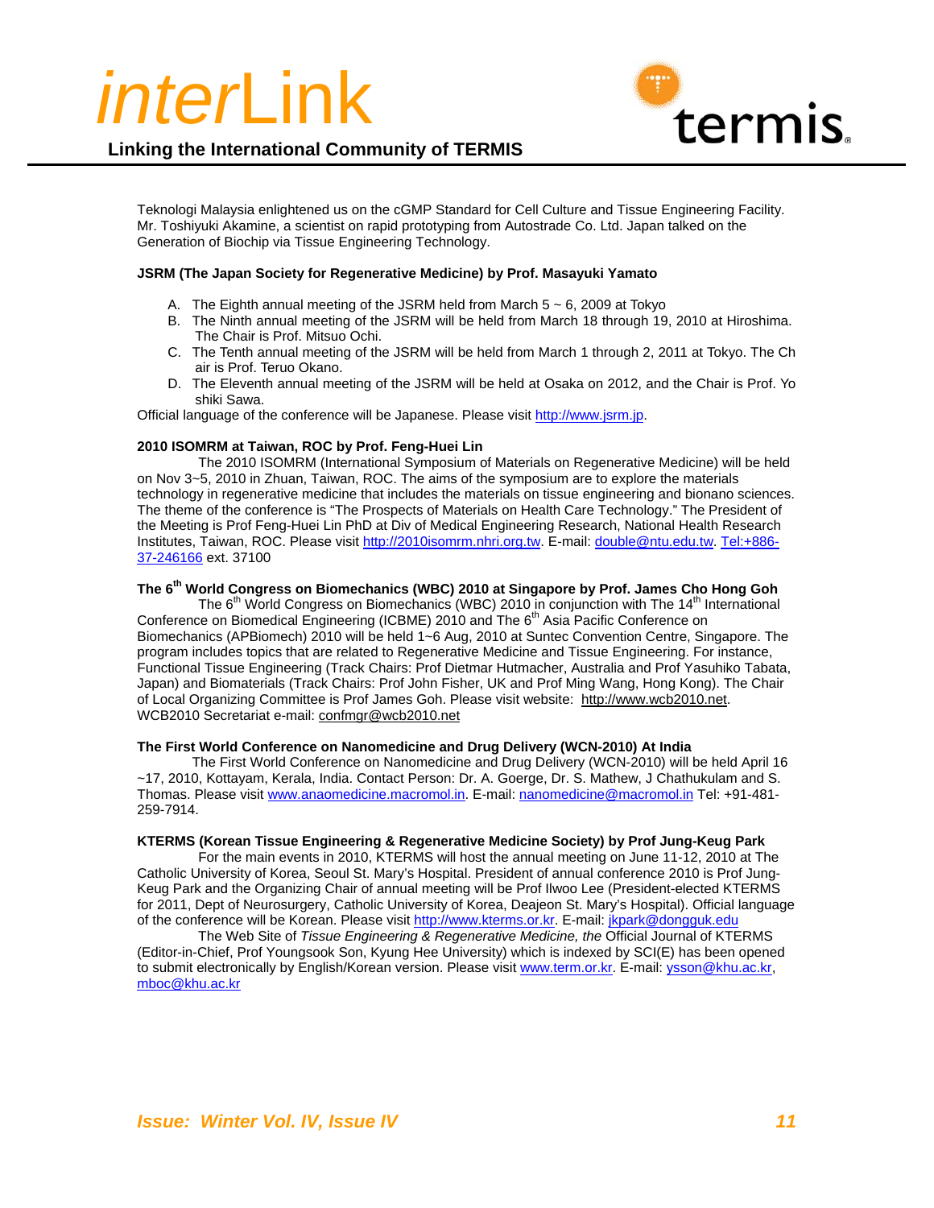Teknologi Malaysia enlightened us on the cGMP Standard for Cell Culture and Tissue Engineering Facility. Mr. Toshiyuki Akamine, a scientist on rapid prototyping from Autostrade Co. Ltd. Japan talked on the Generation of Biochip via Tissue Engineering Technology.

**JSRM (The Japan Society for Regenerative Medicine) by Prof. Masayuki Yamato**

A. The Eighth annual meeting of the JSRM held from March 5 ~ 6, 2009 at Tokyo
B. The Ninth annual meeting of the JSRM will be held from March 18 through 19, 2010 at Hiroshima. The Chair is Prof. Mitsuo Ochi.
C. The Tenth annual meeting of the JSRM will be held from March 1 through 2, 2011 at Tokyo. The Ch air is Prof. Teruo Okano.
D. The Eleventh annual meeting of the JSRM will be held at Osaka on 2012, and the Chair is Prof. Yo shiki Sawa.

Official language of the conference will be Japanese. Please visit http://www.jsrm.jp.

**2010 ISOMRM at Taiwan, ROC by Prof. Feng-Huei Lin**

The 2010 ISOMRM (International Symposium of Materials on Regenerative Medicine) will be held on Nov 3~5, 2010 in Zhuan, Taiwan, ROC. The aims of the symposium are to explore the materials technology in regenerative medicine that includes the materials on tissue engineering and bionano sciences. The theme of the conference is "The Prospects of Materials on Health Care Technology." The President of the Meeting is Prof Feng-Huei Lin PhD at Div of Medical Engineering Research, National Health Research Institutes, Taiwan, ROC. Please visit http://2010isomrm.nhri.org.tw. E-mail: double@ntu.edu.tw. Tel:+886-37-246166 ext. 37100

**The 6th World Congress on Biomechanics (WBC) 2010 at Singapore by Prof. James Cho Hong Goh**

The 6th World Congress on Biomechanics (WBC) 2010 in conjunction with The 14th International Conference on Biomedical Engineering (ICBME) 2010 and The 6th Asia Pacific Conference on Biomechanics (APBiomech) 2010 will be held 1~6 Aug, 2010 at Suntec Convention Centre, Singapore. The program includes topics that are related to Regenerative Medicine and Tissue Engineering. For instance, Functional Tissue Engineering (Track Chairs: Prof Dietmar Hutmacher, Australia and Prof Yasuhiko Tabata, Japan) and Biomaterials (Track Chairs: Prof John Fisher, UK and Prof Ming Wang, Hong Kong). The Chair of Local Organizing Committee is Prof James Goh. Please visit website: http://www.wcb2010.net. WCB2010 Secretariat e-mail: confmgr@wcb2010.net

**The First World Conference on Nanomedicine and Drug Delivery (WCN-2010) At India**

The First World Conference on Nanomedicine and Drug Delivery (WCN-2010) will be held April 16 ~17, 2010, Kottayam, Kerala, India. Contact Person: Dr. A. Goerge, Dr. S. Mathew, J Chathukulam and S. Thomas. Please visit www.anaomedicine.macromol.in. E-mail: nanomedicine@macromol.in Tel: +91-481-259-7914.

**KTERMS (Korean Tissue Engineering & Regenerative Medicine Society) by Prof Jung-Keug Park**

For the main events in 2010, KTERMS will host the annual meeting on June 11-12, 2010 at The Catholic University of Korea, Seoul St. Mary's Hospital. President of annual conference 2010 is Prof Jung-Keug Park and the Organizing Chair of annual meeting will be Prof Ilwoo Lee (President-elected KTERMS for 2011, Dept of Neurosurgery, Catholic University of Korea, Deajeon St. Mary's Hospital). Official language of the conference will be Korean. Please visit http://www.kterms.or.kr. E-mail: jkpark@dongguk.edu

The Web Site of *Tissue Engineering & Regenerative Medicine, the* Official Journal of KTERMS (Editor-in-Chief, Prof Youngsook Son, Kyung Hee University) which is indexed by SCI(E) has been opened to submit electronically by English/Korean version. Please visit www.term.or.kr. E-mail: ysson@khu.ac.kr, mboc@khu.ac.kr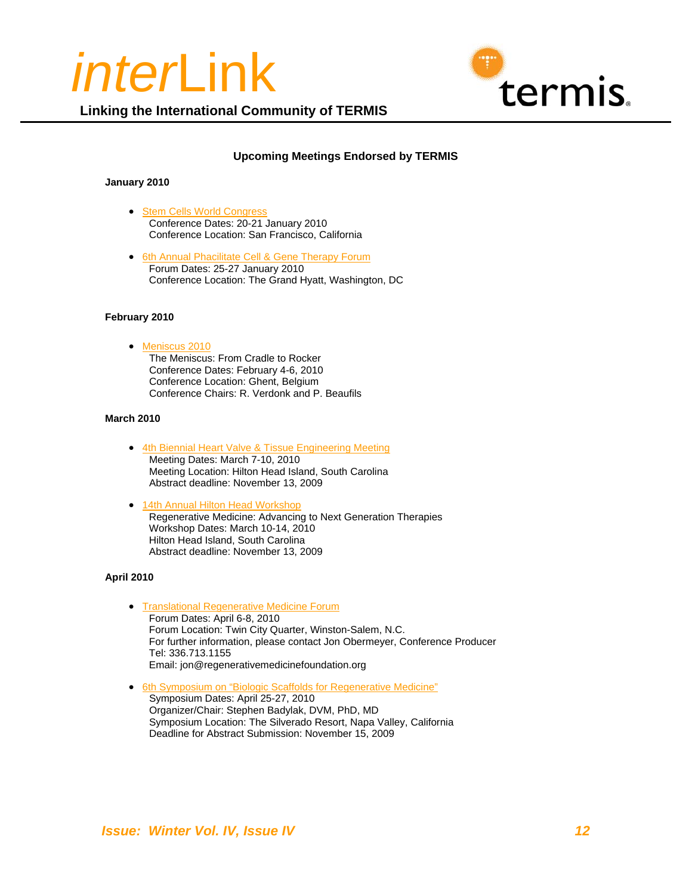## Upcoming Meetings Endorsed by TERMIS

**January 2010**

- Stem Cells World Congress
  Conference Dates: 20-21 January 2010
  Conference Location: San Francisco, California

- 6th Annual Phacilitate Cell & Gene Therapy Forum
  Forum Dates: 25-27 January 2010
  Conference Location: The Grand Hyatt, Washington, DC

**February 2010**

- Meniscus 2010
  The Meniscus: From Cradle to Rocker
  Conference Dates: February 4-6, 2010
  Conference Location: Ghent, Belgium
  Conference Chairs: R. Verdonk and P. Beaufils

**March 2010**

- 4th Biennial Heart Valve & Tissue Engineering Meeting
  Meeting Dates: March 7-10, 2010
  Meeting Location: Hilton Head Island, South Carolina
  Abstract deadline: November 13, 2009

- 14th Annual Hilton Head Workshop
  Regenerative Medicine: Advancing to Next Generation Therapies
  Workshop Dates: March 10-14, 2010
  Hilton Head Island, South Carolina
  Abstract deadline: November 13, 2009

**April 2010**

- Translational Regenerative Medicine Forum
  Forum Dates: April 6-8, 2010
  Forum Location: Twin City Quarter, Winston-Salem, N.C.
  For further information, please contact Jon Obermeyer, Conference Producer
  Tel: 336.713.1155
  Email: jon@regenerativemedicinefoundation.org

- 6th Symposium on "Biologic Scaffolds for Regenerative Medicine"
  Symposium Dates: April 25-27, 2010
  Organizer/Chair: Stephen Badylak, DVM, PhD, MD
  Symposium Location: The Silverado Resort, Napa Valley, California
  Deadline for Abstract Submission: November 15, 2009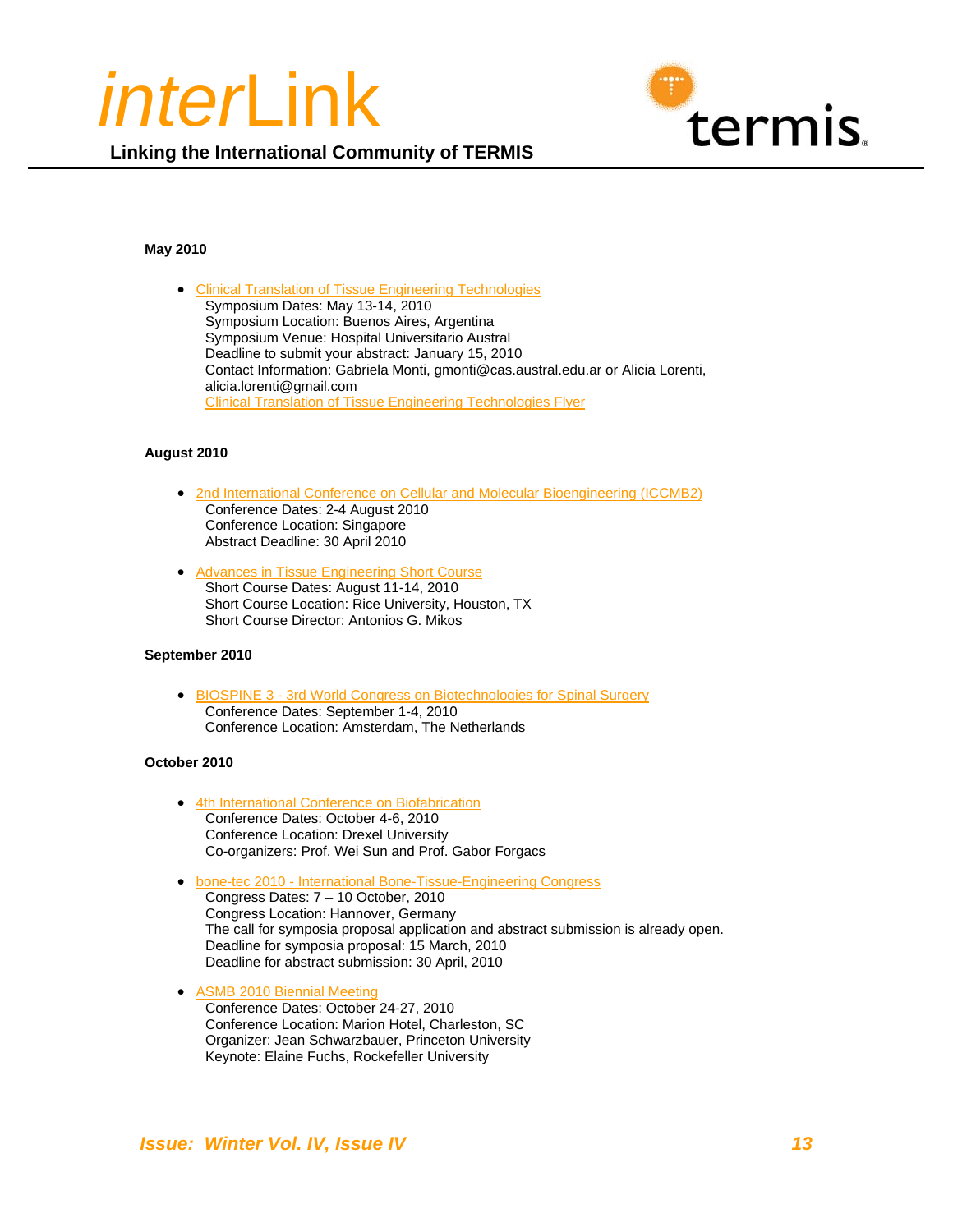**May 2010**

- [Clinical Translation of Tissue Engineering Technologies]
  Symposium Dates: May 13-14, 2010
  Symposium Location: Buenos Aires, Argentina
  Symposium Venue: Hospital Universitario Austral
  Deadline to submit your abstract: January 15, 2010
  Contact Information: Gabriela Monti, gmonti@cas.austral.edu.ar or Alicia Lorenti, alicia.lorenti@gmail.com
  [Clinical Translation of Tissue Engineering Technologies Flyer]

**August 2010**

- [2nd International Conference on Cellular and Molecular Bioengineering (ICCMB2)]
  Conference Dates: 2-4 August 2010
  Conference Location: Singapore
  Abstract Deadline: 30 April 2010

- [Advances in Tissue Engineering Short Course]
  Short Course Dates: August 11-14, 2010
  Short Course Location: Rice University, Houston, TX
  Short Course Director: Antonios G. Mikos

**September 2010**

- [BIOSPINE 3 - 3rd World Congress on Biotechnologies for Spinal Surgery]
  Conference Dates: September 1-4, 2010
  Conference Location: Amsterdam, The Netherlands

**October 2010**

- [4th International Conference on Biofabrication]
  Conference Dates: October 4-6, 2010
  Conference Location: Drexel University
  Co-organizers: Prof. Wei Sun and Prof. Gabor Forgacs

- [bone-tec 2010 - International Bone-Tissue-Engineering Congress]
  Congress Dates: 7 – 10 October, 2010
  Congress Location: Hannover, Germany
  The call for symposia proposal application and abstract submission is already open.
  Deadline for symposia proposal: 15 March, 2010
  Deadline for abstract submission: 30 April, 2010

- [ASMB 2010 Biennial Meeting]
  Conference Dates: October 24-27, 2010
  Conference Location: Marion Hotel, Charleston, SC
  Organizer: Jean Schwarzbauer, Princeton University
  Keynote: Elaine Fuchs, Rockefeller University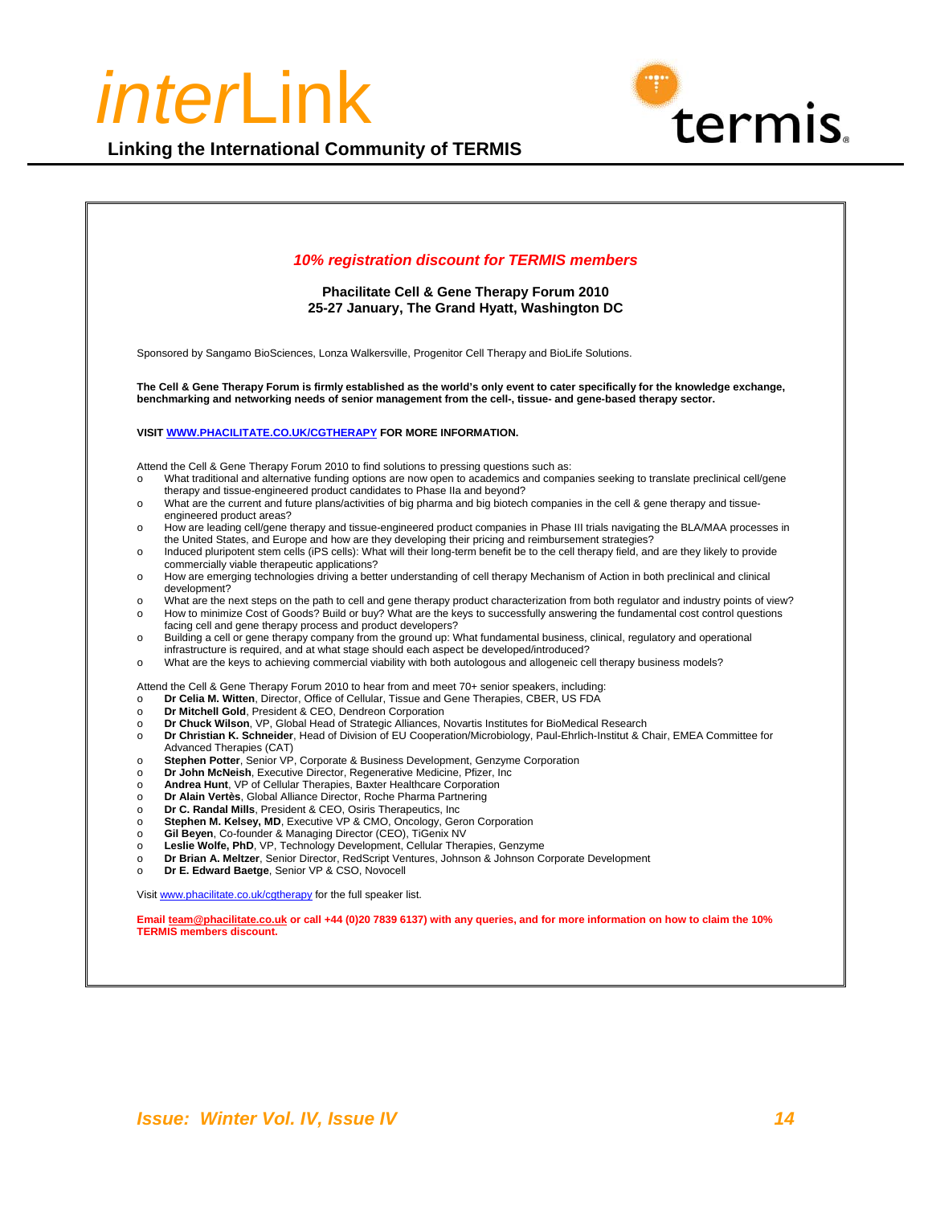*10% registration discount for TERMIS members*

**Phacilitate Cell & Gene Therapy Forum 2010**
**25-27 January, The Grand Hyatt, Washington DC**

Sponsored by Sangamo BioSciences, Lonza Walkersville, Progenitor Cell Therapy and BioLife Solutions.

**The Cell & Gene Therapy Forum is firmly established as the world's only event to cater specifically for the knowledge exchange, benchmarking and networking needs of senior management from the cell-, tissue- and gene-based therapy sector.**

**VISIT [WWW.PHACILITATE.CO.UK/CGTHERAPY](http://WWW.PHACILITATE.CO.UK/CGTHERAPY) FOR MORE INFORMATION.**

Attend the Cell & Gene Therapy Forum 2010 to find solutions to pressing questions such as:

- What traditional and alternative funding options are now open to academics and companies seeking to translate preclinical cell/gene therapy and tissue-engineered product candidates to Phase IIa and beyond?
- What are the current and future plans/activities of big pharma and big biotech companies in the cell & gene therapy and tissue-engineered product areas?
- How are leading cell/gene therapy and tissue-engineered product companies in Phase III trials navigating the BLA/MAA processes in the United States, and Europe and how are they developing their pricing and reimbursement strategies?
- Induced pluripotent stem cells (iPS cells): What will their long-term benefit be to the cell therapy field, and are they likely to provide commercially viable therapeutic applications?
- How are emerging technologies driving a better understanding of cell therapy Mechanism of Action in both preclinical and clinical development?
- What are the next steps on the path to cell and gene therapy product characterization from both regulator and industry points of view?
- How to minimize Cost of Goods? Build or buy? What are the keys to successfully answering the fundamental cost control questions facing cell and gene therapy process and product developers?
- Building a cell or gene therapy company from the ground up: What fundamental business, clinical, regulatory and operational infrastructure is required, and at what stage should each aspect be developed/introduced?
- What are the keys to achieving commercial viability with both autologous and allogeneic cell therapy business models?

Attend the Cell & Gene Therapy Forum 2010 to hear from and meet 70+ senior speakers, including:

- **Dr Celia M. Witten**, Director, Office of Cellular, Tissue and Gene Therapies, CBER, US FDA
- **Dr Mitchell Gold**, President & CEO, Dendreon Corporation
- **Dr Chuck Wilson**, VP, Global Head of Strategic Alliances, Novartis Institutes for BioMedical Research
- **Dr Christian K. Schneider**, Head of Division of EU Cooperation/Microbiology, Paul-Ehrlich-Institut & Chair, EMEA Committee for Advanced Therapies (CAT)
- **Stephen Potter**, Senior VP, Corporate & Business Development, Genzyme Corporation
- **Dr John McNeish**, Executive Director, Regenerative Medicine, Pfizer, Inc
- **Andrea Hunt**, VP of Cellular Therapies, Baxter Healthcare Corporation
- **Dr Alain Vertès**, Global Alliance Director, Roche Pharma Partnering
- **Dr C. Randal Mills**, President & CEO, Osiris Therapeutics, Inc
- **Stephen M. Kelsey, MD**, Executive VP & CMO, Oncology, Geron Corporation
- **Gil Beyen**, Co-founder & Managing Director (CEO), TiGenix NV
- **Leslie Wolfe, PhD**, VP, Technology Development, Cellular Therapies, Genzyme
- **Dr Brian A. Meltzer**, Senior Director, RedScript Ventures, Johnson & Johnson Corporate Development
- **Dr E. Edward Baetge**, Senior VP & CSO, Novocell

Visit [www.phacilitate.co.uk/cgtherapy](http://www.phacilitate.co.uk/cgtherapy) for the full speaker list.

**Email [team@phacilitate.co.uk](mailto:team@phacilitate.co.uk) or call +44 (0)20 7839 6137) with any queries, and for more information on how to claim the 10% TERMIS members discount.**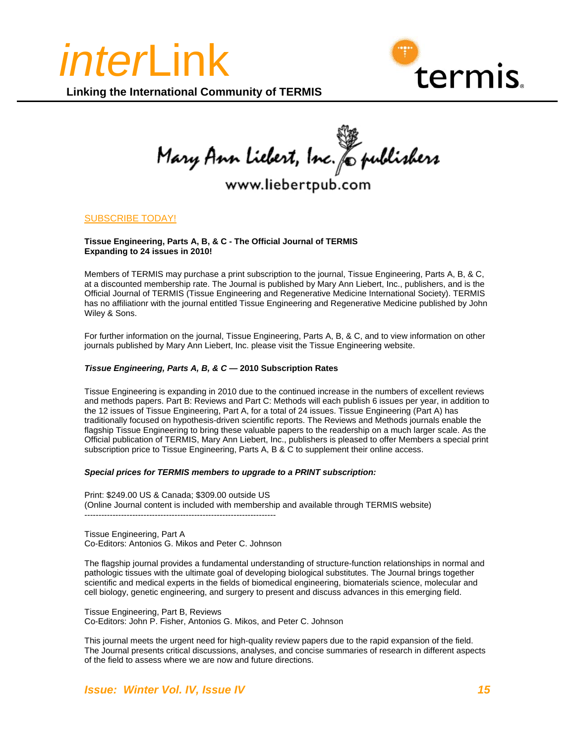Mary Ann Liebert, Inc. publishers

www.liebertpub.com

SUBSCRIBE TODAY!

**Tissue Engineering, Parts A, B, & C - The Official Journal of TERMIS**
**Expanding to 24 issues in 2010!**

Members of TERMIS may purchase a print subscription to the journal, Tissue Engineering, Parts A, B, & C, at a discounted membership rate. The Journal is published by Mary Ann Liebert, Inc., publishers, and is the Official Journal of TERMIS (Tissue Engineering and Regenerative Medicine International Society). TERMIS has no affiliationr with the journal entitled Tissue Engineering and Regenerative Medicine published by John Wiley & Sons.

For further information on the journal, Tissue Engineering, Parts A, B, & C, and to view information on other journals published by Mary Ann Liebert, Inc. please visit the Tissue Engineering website.

***Tissue Engineering, Parts A, B, & C* — 2010 Subscription Rates**

Tissue Engineering is expanding in 2010 due to the continued increase in the numbers of excellent reviews and methods papers. Part B: Reviews and Part C: Methods will each publish 6 issues per year, in addition to the 12 issues of Tissue Engineering, Part A, for a total of 24 issues. Tissue Engineering (Part A) has traditionally focused on hypothesis-driven scientific reports. The Reviews and Methods journals enable the flagship Tissue Engineering to bring these valuable papers to the readership on a much larger scale. As the Official publication of TERMIS, Mary Ann Liebert, Inc., publishers is pleased to offer Members a special print subscription price to Tissue Engineering, Parts A, B & C to supplement their online access.

***Special prices for TERMIS members to upgrade to a PRINT subscription:***

Print: $249.00 US & Canada; $309.00 outside US
(Online Journal content is included with membership and available through TERMIS website)

--------------------------------------------------------------------

Tissue Engineering, Part A
Co-Editors: Antonios G. Mikos and Peter C. Johnson

The flagship journal provides a fundamental understanding of structure-function relationships in normal and pathologic tissues with the ultimate goal of developing biological substitutes. The Journal brings together scientific and medical experts in the fields of biomedical engineering, biomaterials science, molecular and cell biology, genetic engineering, and surgery to present and discuss advances in this emerging field.

Tissue Engineering, Part B, Reviews
Co-Editors: John P. Fisher, Antonios G. Mikos, and Peter C. Johnson

This journal meets the urgent need for high-quality review papers due to the rapid expansion of the field. The Journal presents critical discussions, analyses, and concise summaries of research in different aspects of the field to assess where we are now and future directions.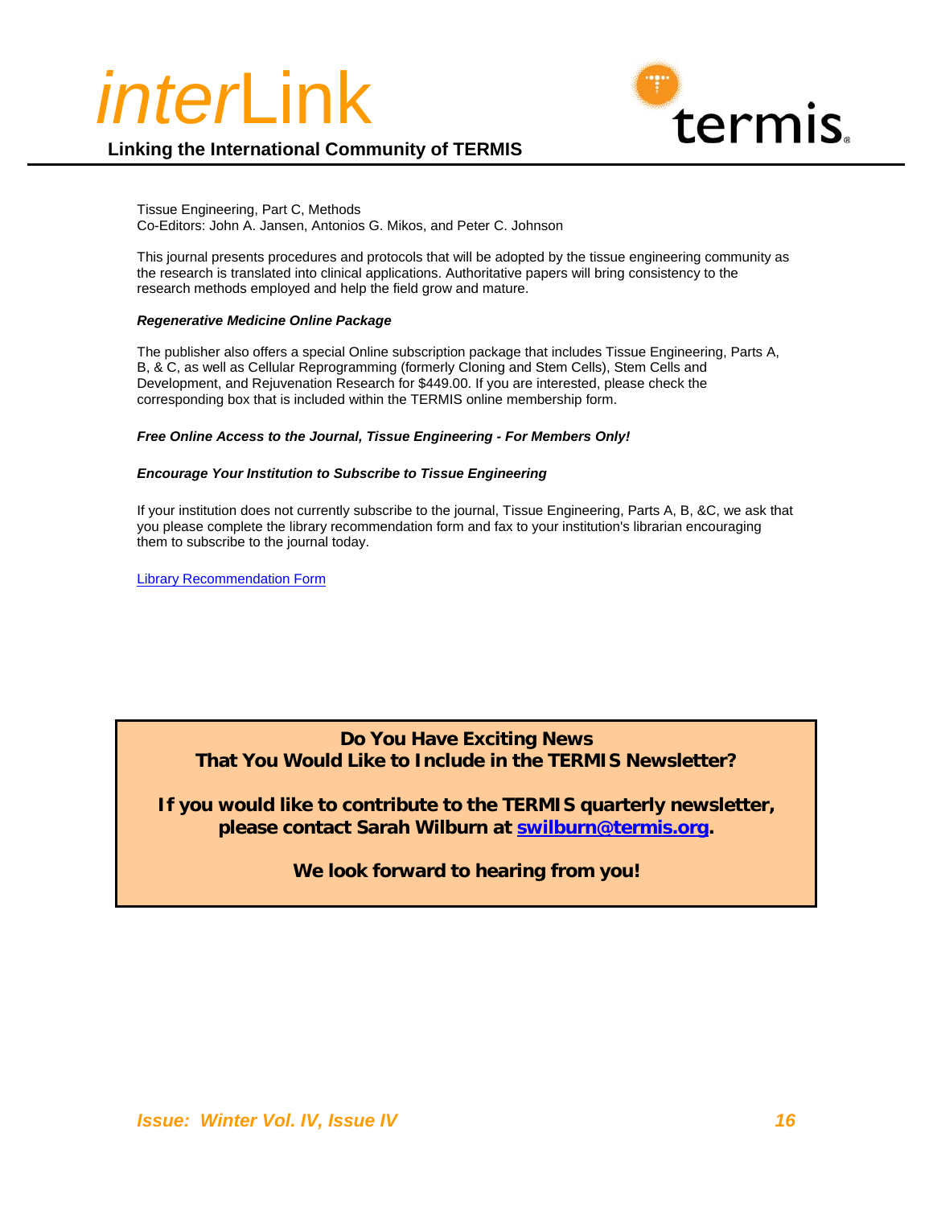Tissue Engineering, Part C, Methods
Co-Editors: John A. Jansen, Antonios G. Mikos, and Peter C. Johnson

This journal presents procedures and protocols that will be adopted by the tissue engineering community as the research is translated into clinical applications. Authoritative papers will bring consistency to the research methods employed and help the field grow and mature.

***Regenerative Medicine Online Package***

The publisher also offers a special Online subscription package that includes Tissue Engineering, Parts A, B, & C, as well as Cellular Reprogramming (formerly Cloning and Stem Cells), Stem Cells and Development, and Rejuvenation Research for $449.00. If you are interested, please check the corresponding box that is included within the TERMIS online membership form.

***Free Online Access to the Journal, Tissue Engineering - For Members Only!***

***Encourage Your Institution to Subscribe to Tissue Engineering***

If your institution does not currently subscribe to the journal, Tissue Engineering, Parts A, B, &C, we ask that you please complete the library recommendation form and fax to your institution's librarian encouraging them to subscribe to the journal today.

[Library Recommendation Form]

**Do You Have Exciting News**
**That You Would Like to Include in the TERMIS Newsletter?**

**If you would like to contribute to the TERMIS quarterly newsletter, please contact Sarah Wilburn at swilburn@termis.org.**

**We look forward to hearing from you!**